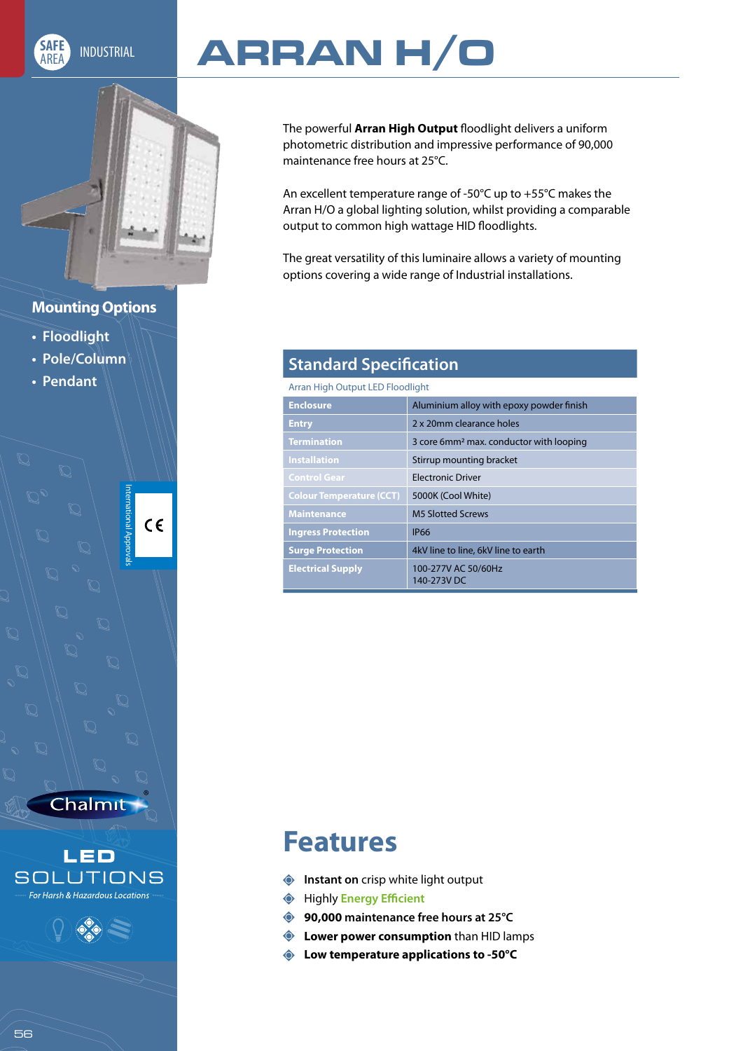SAFE AREA INDUSTRIAL

# ARRAN H/O

The powerful **Arran High Output** floodlight delivers a uniform photometric distribution and impressive performance of 90,000 maintenance free hours at 25°C.

An excellent temperature range of -50°C up to +55°C makes the Arran H/O a global lighting solution, whilst providing a comparable output to common high wattage HID floodlights.

The great versatility of this luminaire allows a variety of mounting options covering a wide range of Industrial installations.

## Mounting Options

- Floodlight
- Pole/Column
- Pendant

International Approvals

CE

## Standard Specification

Arran High Output LED Floodlight

| | |
|---|---|
| **Enclosure** | Aluminium alloy with epoxy powder finish |
| **Entry** | 2 x 20mm clearance holes |
| **Termination** | 3 core 6mm² max. conductor with looping |
| **Installation** | Stirrup mounting bracket |
| **Control Gear** | Electronic Driver |
| **Colour Temperature (CCT)** | 5000K (Cool White) |
| **Maintenance** | M5 Slotted Screws |
| **Ingress Protection** | IP66 |
| **Surge Protection** | 4kV line to line, 6kV line to earth |
| **Electrical Supply** | 100-277V AC 50/60Hz<br>140-273V DC |

# Features

- **Instant on** crisp white light output
- Highly **Energy Efficient**
- **90,000 maintenance free hours at 25°C**
- **Lower power consumption** than HID lamps
- **Low temperature applications to -50°C**

Chalmit®

LED SOLUTIONS

*For Harsh & Hazardous Locations*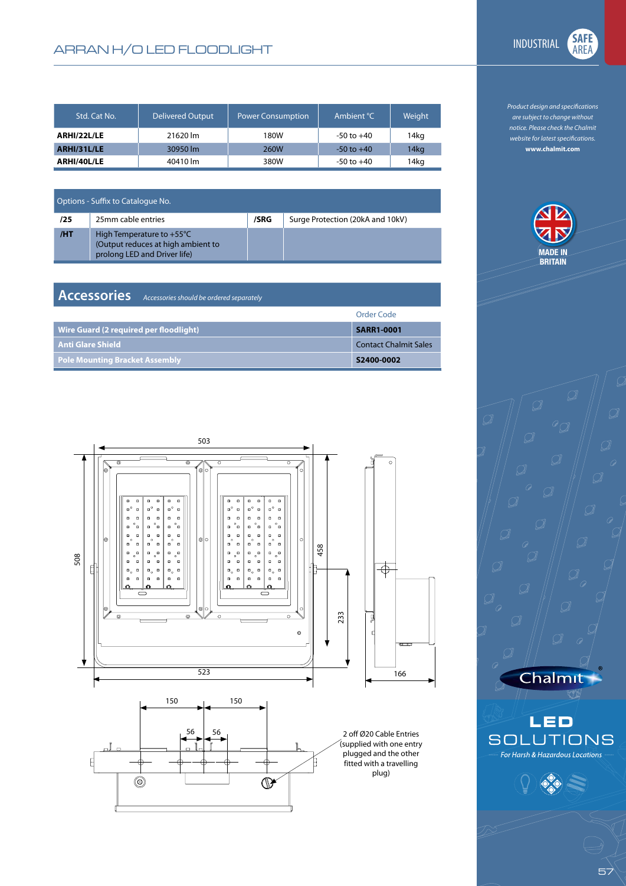# ARRAN H/O LED FLOODLIGHT

INDUSTRIAL SAFE AREA

*Product design and specifications are subject to change without notice. Please check the Chalmit website for latest specifications.* **www.chalmit.com**

| Std. Cat No. | Delivered Output | Power Consumption | Ambient °C | Weight |
|---|---|---|---|---|
| **ARHI/22L/LE** | 21620 lm | 180W | -50 to +40 | 14kg |
| **ARHI/31L/LE** | 30950 lm | 260W | -50 to +40 | 14kg |
| **ARHI/40L/LE** | 40410 lm | 380W | -50 to +40 | 14kg |

| Options - Suffix to Catalogue No. | | | |
|---|---|---|---|
| **/25** | 25mm cable entries | **/SRG** | Surge Protection (20kA and 10kV) |
| **/HT** | High Temperature to +55°C (Output reduces at high ambient to prolong LED and Driver life) | | |

## Accessories

*Accessories should be ordered separately*

| | Order Code |
|---|---|
| **Wire Guard (2 required per floodlight)** | **SARR1-0001** |
| **Anti Glare Shield** | Contact Chalmit Sales |
| **Pole Mounting Bracket Assembly** | **S2400-0002** |

503

508

458

233

523

166

150

150

56

56

2 off Ø20 Cable Entries (supplied with one entry plugged and the other fitted with a travelling plug)

MADE IN BRITAIN

Chalmit®

LED SOLUTIONS

For Harsh & Hazardous Locations